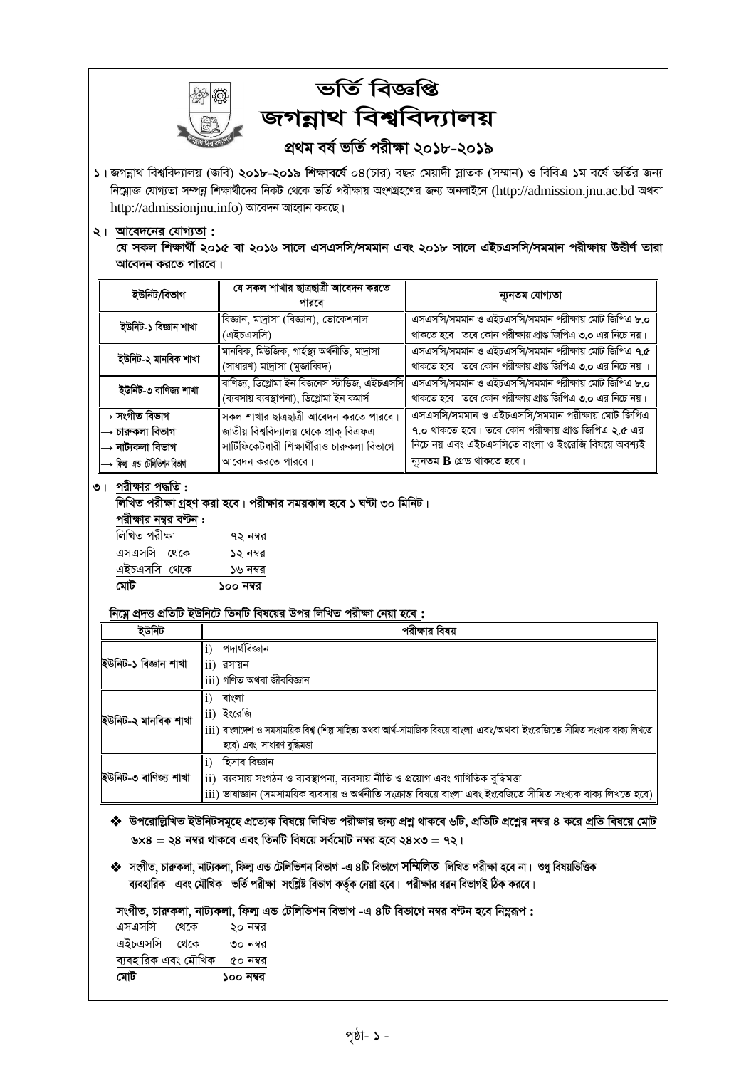# ভর্তি বিজ্ঞপ্তি

# জগন্নাথ বিশ্ববিদ্যালয়

## প্রথম বর্ষ ভর্তি পরীক্ষা ২০১৮-২০১৯

১। জগন্নাথ বিশ্ববিদ্যালয় (জবি) **২০১৮-২০১৯ শিক্ষাবর্ষে** ০৪(চার) বছর মেয়াদী স্নাতক (সম্মান) ও বিবিএ **১ম** বর্ষে ভর্তির জন্য নিম্নোক্ত যোগ্যতা সম্পন্ন শিক্ষার্থীদের নিকট থেকে ভর্তি পরীক্ষায় অংশগ্রহণের জন্য অনলাইনে (http://admission.jnu.ac.bd অথবা http://admissionjnu.info) আবেদন আহ্বান করছে।

২। **আবেদনের যোগ্যতা :**

**যে সকল শিক্ষার্থী ২০১৫ বা ২০১৬ সালে এসএসসি/সমমান এবং ২০১৮ সালে এইচএসসি/সমমান পরীক্ষায় উত্তীর্ণ তারা আবেদন করতে পারবে।**

| ইউনিট/বিভাগ | যে সকল শাখার ছাত্রছাত্রী আবেদন করতে পারবে | ন্যূনতম যোগ্যতা |
|---|---|---|
| ইউনিট-১ বিজ্ঞান শাখা | বিজ্ঞান, মাদ্রাসা (বিজ্ঞান), ভোকেশনাল (এইচএসসি) | এসএসসি/সমমান ও এইচএসসি/সমমান পরীক্ষায় মোট জিপিএ **৮.০** থাকতে হবে। তবে কোন পরীক্ষায় প্রাপ্ত জিপিএ **৩.০** এর নিচে নয়। |
| ইউনিট-২ মানবিক শাখা | মানবিক, মিউজিক, গার্হস্থ্য অর্থনীতি, মাদ্রাসা (সাধারণ) মাদ্রাসা (মুজাব্বিদ) | এসএসসি/সমমান ও এইচএসসি/সমমান পরীক্ষায় মোট জিপিএ **৭.৫** থাকতে হবে। তবে কোন পরীক্ষায় প্রাপ্ত জিপিএ **৩.০** এর নিচে নয়। |
| ইউনিট-৩ বাণিজ্য শাখা | বাণিজ্য, ডিপ্লোমা ইন বিজনেস স্টাডিজ, এইচএসসি (ব্যবসায় ব্যবস্থাপনা), ডিপ্লোমা ইন কমার্স | এসএসসি/সমমান ও এইচএসসি/সমমান পরীক্ষায় মোট জিপিএ **৮.০** থাকতে হবে। তবে কোন পরীক্ষায় প্রাপ্ত জিপিএ **৩.০** এর নিচে নয়। |
| → সংগীত বিভাগ<br>→ চারুকলা বিভাগ<br>→ নাট্যকলা বিভাগ<br>→ ফিল্ম এন্ড টেলিভিশন বিভাগ | সকল শাখার ছাত্রছাত্রী আবেদন করতে পারবে। জাতীয় বিশ্ববিদ্যালয় থেকে প্রাক্ বিএফএ সার্টিফিকেটধারী শিক্ষার্থীরাও চারুকলা বিভাগে আবেদন করতে পারবে। | এসএসসি/সমমান ও এইচএসসি/সমমান পরীক্ষায় মোট জিপিএ **৭.০** থাকতে হবে। তবে কোন পরীক্ষায় প্রাপ্ত জিপিএ **২.৫** এর নিচে নয় এবং এইচএসসিতে বাংলা ও ইংরেজি বিষয়ে অবশ্যই ন্যূনতম **B** গ্রেড থাকতে হবে। |

৩। **পরীক্ষার পদ্ধতি :**

**লিখিত পরীক্ষা গ্রহণ করা হবে। পরীক্ষার সময়কাল হবে ১ ঘন্টা ৩০ মিনিট।**

**পরীক্ষার নম্বর বন্টন :**

| | |
|---|---|
| লিখিত পরীক্ষা | ৭২ নম্বর |
| এসএসসি থেকে | ১২ নম্বর |
| এইচএসসি থেকে | ১৬ নম্বর |
| **মোট** | **১০০ নম্বর** |

**নিম্নে প্রদত্ত প্রতিটি ইউনিটে তিনটি বিষয়ের উপর লিখিত পরীক্ষা নেয়া হবে :**

| ইউনিট | পরীক্ষার বিষয় |
|---|---|
| ইউনিট-১ বিজ্ঞান শাখা | i) পদার্থবিজ্ঞান<br>ii) রসায়ন<br>iii) গণিত অথবা জীববিজ্ঞান |
| ইউনিট-২ মানবিক শাখা | i) বাংলা<br>ii) ইংরেজি<br>iii) বাংলাদেশ ও সমসাময়িক বিশ্ব (শিল্প সাহিত্য অথবা আর্থ-সামাজিক বিষয়ে বাংলা এবং/অথবা ইংরেজিতে সীমিত সংখ্যক বাক্য লিখতে হবে) এবং সাধারণ বুদ্ধিমত্তা |
| ইউনিট-৩ বাণিজ্য শাখা | i) হিসাব বিজ্ঞান<br>ii) ব্যবসায় সংগঠন ও ব্যবস্থাপনা, ব্যবসায় নীতি ও প্রয়োগ এবং গাণিতিক বুদ্ধিমত্তা<br>iii) ভাষাজ্ঞান (সমসাময়িক ব্যবসায় ও অর্থনীতি সংক্রান্ত বিষয়ে বাংলা এবং ইংরেজিতে সীমিত সংখ্যক বাক্য লিখতে হবে) |

- **উপরোল্লিখিত ইউনিটসমূহে প্রত্যেক বিষয়ে লিখিত পরীক্ষার জন্য প্রশ্ন থাকবে ৬টি, প্রতিটি প্রশ্নের নম্বর ৪ করে প্রতি বিষয়ে মোট ৬×৪ = ২৪ নম্বর থাকবে এবং তিনটি বিষয়ে সর্বমোট নম্বর হবে ২৪×৩ = ৭২।**

- **সংগীত, চারুকলা, নাট্যকলা, ফিল্ম এন্ড টেলিভিশন বিভাগ -এ ৪টি বিভাগে সম্মিলিত লিখিত পরীক্ষা হবে না। শুধু বিষয়ভিত্তিক ব্যবহারিক এবং মৌখিক ভর্তি পরীক্ষা সংশ্লিষ্ট বিভাগ কর্তৃক নেয়া হবে। পরীক্ষার ধরন বিভাগই ঠিক করবে।**

**সংগীত, চারুকলা, নাট্যকলা, ফিল্ম এন্ড টেলিভিশন বিভাগ -এ ৪টি বিভাগে নম্বর বন্টন হবে নিম্নরূপ :**

| | |
|---|---|
| এসএসসি থেকে | ২০ নম্বর |
| এইচএসসি থেকে | ৩০ নম্বর |
| ব্যবহারিক এবং মৌখিক | ৫০ নম্বর |
| **মোট** | **১০০ নম্বর** |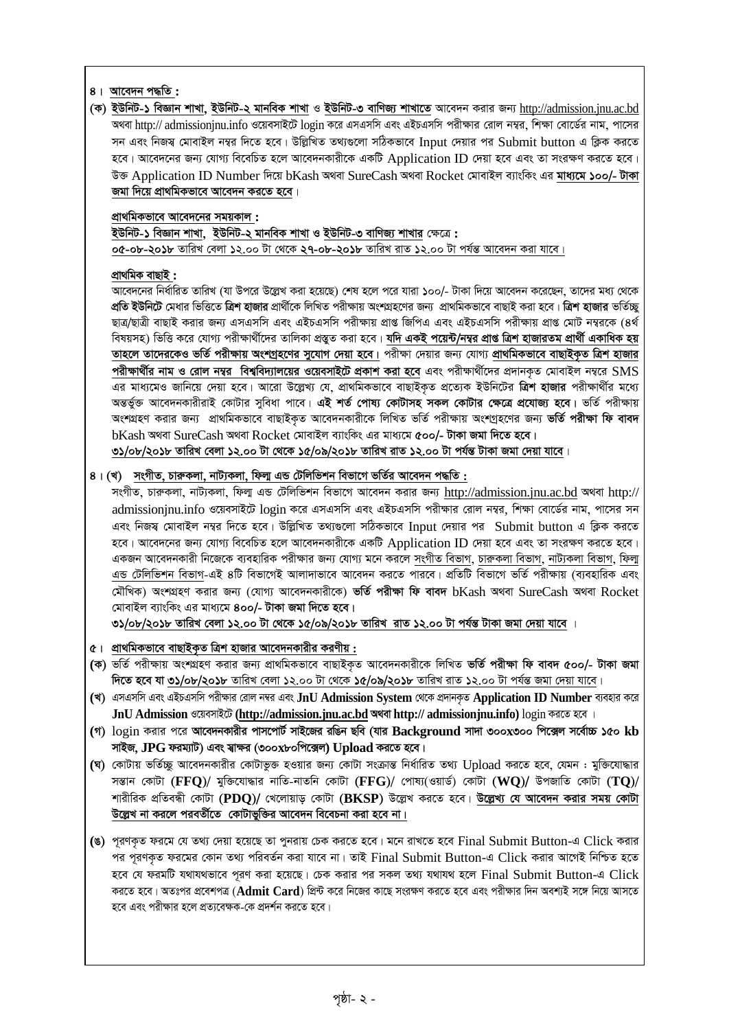## ৪। আবেদন পদ্ধতি :

**(ক)** **ইউনিট-১ বিজ্ঞান শাখা, ইউনিট-২ মানবিক শাখা** ও **ইউনিট-৩ বাণিজ্য শাখাতে** আবেদন করার জন্য http://admission.jnu.ac.bd অথবা http:// admissionjnu.info ওয়েবসাইটে login করে এসএসসি এবং এইচএসসি পরীক্ষার রোল নম্বর, শিক্ষা বোর্ডের নাম, পাসের সন এবং নিজস্ব মোবাইল নম্বর দিতে হবে। উল্লিখিত তথ্যগুলো সঠিকভাবে Input দেয়ার পর Submit button এ ক্লিক করতে হবে। আবেদনের জন্য যোগ্য বিবেচিত হলে আবেদনকারীকে একটি Application ID দেয়া হবে এবং তা সংরক্ষণ করতে হবে। উক্ত Application ID Number দিয়ে bKash অথবা SureCash অথবা Rocket মোবাইল ব্যাংকিং এর **মাধ্যমে ১০০/- টাকা জমা দিয়ে প্রাথমিকভাবে আবেদন করতে হবে**।

**প্রাথমিকভাবে আবেদনের সময়কাল :**

**ইউনিট-১ বিজ্ঞান শাখা, ইউনিট-২ মানবিক শাখা ও ইউনিট-৩ বাণিজ্য শাখার** ক্ষেত্রে **:**

**০৫-০৮-২০১৮** তারিখ বেলা ১২.০০ টা থেকে **২৭-০৮-২০১৮** তারিখ রাত ১২.০০ টা পর্যন্ত আবেদন করা যাবে।

**প্রাথমিক বাছাই :**

আবেদনের নির্ধারিত তারিখ (যা উপরে উল্লেখ করা হয়েছে) শেষ হলে পরে যারা ১০০/- টাকা দিয়ে আবেদন করেছেন, তাদের মধ্য থেকে **প্রতি ইউনিটে** মেধার ভিত্তিতে **ত্রিশ হাজার** প্রার্থীকে লিখিত পরীক্ষায় অংশগ্রহণের জন্য প্রাথমিকভাবে বাছাই করা হবে। **ত্রিশ হাজার** ভর্তিচ্ছু ছাত্র/ছাত্রী বাছাই করার জন্য এসএসসি এবং এইচএসসি পরীক্ষায় প্রাপ্ত জিপিএ এবং এইচএসসি পরীক্ষায় প্রাপ্ত মোট নম্বরকে (৪র্থ বিষয়সহ) ভিত্তি করে যোগ্য পরীক্ষার্থীদের তালিকা প্রস্তুত করা হবে। **যদি একই পয়েন্ট/নম্বর প্রাপ্ত ত্রিশ হাজারতম প্রার্থী একাধিক হয় তাহলে তাদেরকেও ভর্তি পরীক্ষায় অংশগ্রহণের সুযোগ দেয়া হবে।** পরীক্ষা দেয়ার জন্য যোগ্য **প্রাথমিকভাবে বাছাইকৃত ত্রিশ হাজার পরীক্ষার্থীর নাম ও রোল নম্বর বিশ্ববিদ্যালয়ের ওয়েবসাইটে প্রকাশ করা হবে** এবং পরীক্ষার্থীদের প্রদানকৃত মোবাইল নম্বরে SMS এর মাধ্যমেও জানিয়ে দেয়া হবে। আরো উল্লেখ্য যে, প্রাথমিকভাবে বাছাইকৃত প্রত্যেক ইউনিটের **ত্রিশ হাজার** পরীক্ষার্থীর মধ্যে অন্তর্ভুক্ত আবেদনকারীরাই কোটার সুবিধা পাবে। **এই শর্ত পোষ্য কোটাসহ সকল কোটার ক্ষেত্রে প্রযোজ্য হবে।** ভর্তি পরীক্ষায় অংশগ্রহণ করার জন্য প্রাথমিকভাবে বাছাইকৃত আবেদনকারীকে লিখিত ভর্তি পরীক্ষায় অংশগ্রহণের জন্য **ভর্তি পরীক্ষা ফি বাবদ** bKash অথবা SureCash অথবা Rocket মোবাইল ব্যাংকিং এর মাধ্যমে **৫০০/- টাকা জমা দিতে হবে।**

**৩১/০৮/২০১৮ তারিখ বেলা ১২.০০ টা থেকে ১৫/০৯/২০১৮ তারিখ রাত ১২.০০ টা পর্যন্ত টাকা জমা দেয়া যাবে।**

## ৪। (খ) সংগীত, চারুকলা, নাট্যকলা, ফিল্ম এন্ড টেলিভিশন বিভাগে ভর্তির আবেদন পদ্ধতি :

সংগীত, চারুকলা, নাট্যকলা, ফিল্ম এন্ড টেলিভিশন বিভাগে আবেদন করার জন্য http://admission.jnu.ac.bd অথবা http:// admissionjnu.info ওয়েবসাইটে login করে এসএসসি এবং এইচএসসি পরীক্ষার রোল নম্বর, শিক্ষা বোর্ডের নাম, পাসের সন এবং নিজস্ব মোবাইল নম্বর দিতে হবে। উল্লিখিত তথ্যগুলো সঠিকভাবে Input দেয়ার পর Submit button এ ক্লিক করতে হবে। আবেদনের জন্য যোগ্য বিবেচিত হলে আবেদনকারীকে একটি Application ID দেয়া হবে এবং তা সংরক্ষণ করতে হবে। একজন আবেদনকারী নিজেকে ব্যবহারিক পরীক্ষার জন্য যোগ্য মনে করলে সংগীত বিভাগ, চারুকলা বিভাগ, নাট্যকলা বিভাগ, ফিল্ম এন্ড টেলিভিশন বিভাগ-এই ৪টি বিভাগেই আলাদাভাবে আবেদন করতে পারবে। প্রতিটি বিভাগে ভর্তি পরীক্ষায় (ব্যবহারিক এবং মৌখিক) অংশগ্রহণ করার জন্য (যোগ্য আবেদনকারীকে) **ভর্তি পরীক্ষা ফি বাবদ** bKash অথবা SureCash অথবা Rocket মোবাইল ব্যাংকিং এর মাধ্যমে **৪০০/- টাকা জমা দিতে হবে।**

**৩১/০৮/২০১৮ তারিখ বেলা ১২.০০ টা থেকে ১৫/০৯/২০১৮ তারিখ রাত ১২.০০ টা পর্যন্ত টাকা জমা দেয়া যাবে।**

## ৫। প্রাথমিকভাবে বাছাইকৃত ত্রিশ হাজার আবেদনকারীর করণীয় :

**(ক)** ভর্তি পরীক্ষায় অংশগ্রহণ করার জন্য প্রাথমিকভাবে বাছাইকৃত আবেদনকারীকে লিখিত **ভর্তি পরীক্ষা ফি বাবদ ৫০০/- টাকা জমা দিতে হবে যা ৩১/০৮/২০১৮** তারিখ বেলা ১২.০০ টা থেকে **১৫/০৯/২০১৮** তারিখ রাত ১২.০০ টা পর্যন্ত জমা দেয়া যাবে।

**(খ)** এসএসসি এবং এইচএসসি পরীক্ষার রোল নম্বর এবং **JnU Admission System** থেকে প্রদানকৃত **Application ID Number** ব্যবহার করে **JnU Admission** ওয়েবসাইটে **(http://admission.jnu.ac.bd অথবা http:// admissionjnu.info)** login করতে হবে।

**(গ)** login করার পরে **আবেদনকারীর পাসপোর্ট সাইজের রঙিন ছবি (যার Background সাদা ৩০০x৩০০ পিক্সেল সর্বোচ্চ ১৫০ kb সাইজ, JPG ফরম্যাট) এবং স্বাক্ষর (৩০০x৮০পিক্সেল) Upload করতে হবে।**

**(ঘ)** কোটায় ভর্তিচ্ছু আবেদনকারীর কোটাভুক্ত হওয়ার জন্য কোটা সংক্রান্ত নির্ধারিত তথ্য Upload করতে হবে, যেমন : মুক্তিযোদ্ধার সন্তান কোটা **(FFQ)**/ মুক্তিযোদ্ধার নাতি-নাতনি কোটা **(FFG)**/ পোষ্য(ওয়ার্ড) কোটা **(WQ)**/ উপজাতি কোটা **(TQ)**/ শারীরিক প্রতিবন্ধী কোটা **(PDQ)**/ খেলোয়াড় কোটা **(BKSP)** উল্লেখ করতে হবে। **উল্লেখ্য যে আবেদন করার সময় কোটা উল্লেখ না করলে পরবর্তীতে কোটাভুক্তির আবেদন বিবেচনা করা হবে না।**

**(ঙ)** পূরণকৃত ফরমে যে তথ্য দেয়া হয়েছে তা পুনরায় চেক করতে হবে। মনে রাখতে হবে Final Submit Button-এ Click করার পর পূরণকৃত ফরমের কোন তথ্য পরিবর্তন করা যাবে না। তাই Final Submit Button-এ Click করার আগেই নিশ্চিত হতে হবে যে ফরমটি যথাযথভাবে পূরণ করা হয়েছে। চেক করার পর সকল তথ্য যথাযথ হলে Final Submit Button-এ Click করতে হবে। অতঃপর প্রবেশপত্র (**Admit Card**) প্রিন্ট করে নিজের কাছে সংরক্ষণ করতে হবে এবং পরীক্ষার দিন অবশ্যই সঙ্গে নিয়ে আসতে হবে এবং পরীক্ষার হলে প্রত্যবেক্ষক-কে প্রদর্শন করতে হবে।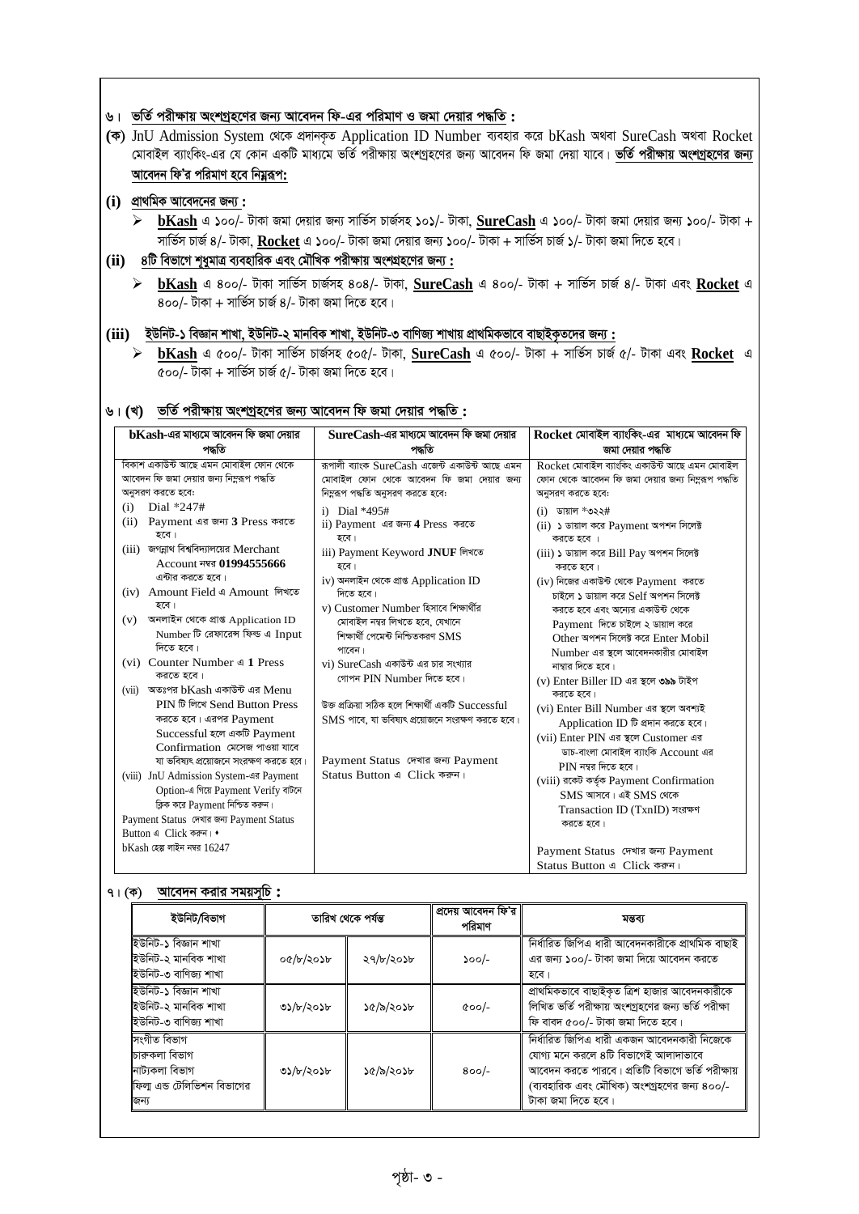## ৬। <u>ভর্তি পরীক্ষায় অংশগ্রহণের জন্য আবেদন ফি-এর পরিমাণ ও জমা দেয়ার পদ্ধতি :</u>

**(ক)** JnU Admission System থেকে প্রদানকৃত Application ID Number ব্যবহার করে bKash অথবা SureCash অথবা Rocket মোবাইল ব্যাংকিং-এর যে কোন একটি মাধ্যমে ভর্তি পরীক্ষায় অংশগ্রহণের জন্য আবেদন ফি জমা দেয়া যাবে। **<u>ভর্তি পরীক্ষায় অংশগ্রহণের জন্য আবেদন ফি'র পরিমাণ হবে নিম্নরূপ:</u>**

**(i)** **<u>প্রাথমিক আবেদনের জন্য :</u>**

- **<u>bKash</u>** এ ১০০/- টাকা জমা দেয়ার জন্য সার্ভিস চার্জসহ ১০১/- টাকা, **<u>SureCash</u>** এ ১০০/- টাকা জমা দেয়ার জন্য ১০০/- টাকা + সার্ভিস চার্জ ৪/- টাকা, **<u>Rocket</u>** এ ১০০/- টাকা জমা দেয়ার জন্য ১০০/- টাকা + সার্ভিস চার্জ ১/- টাকা জমা দিতে হবে।

**(ii)** **<u>৪টি বিভাগে শুধুমাত্র ব্যবহারিক এবং মৌখিক পরীক্ষায় অংশগ্রহণের জন্য :</u>**

- **<u>bKash</u>** এ ৪০০/- টাকা সার্ভিস চার্জসহ ৪০৪/- টাকা, **<u>SureCash</u>** এ ৪০০/- টাকা + সার্ভিস চার্জ ৪/- টাকা এবং **<u>Rocket</u>** এ ৪০০/- টাকা + সার্ভিস চার্জ ৪/- টাকা জমা দিতে হবে।

**(iii)** **<u>ইউনিট-১ বিজ্ঞান শাখা, ইউনিট-২ মানবিক শাখা, ইউনিট-৩ বাণিজ্য শাখায় প্রাথমিকভাবে বাছাইকৃতদের জন্য :</u>**

- **<u>bKash</u>** এ ৫০০/- টাকা সার্ভিস চার্জসহ ৫০৫/- টাকা, **<u>SureCash</u>** এ ৫০০/- টাকা + সার্ভিস চার্জ ৫/- টাকা এবং **<u>Rocket</u>** এ ৫০০/- টাকা + সার্ভিস চার্জ ৫/- টাকা জমা দিতে হবে।

## ৬। (খ) <u>ভর্তি পরীক্ষায় অংশগ্রহণের জন্য আবেদন ফি জমা দেয়ার পদ্ধতি :</u>

| bKash-এর মাধ্যমে আবেদন ফি জমা দেয়ার পদ্ধতি | SureCash-এর মাধ্যমে আবেদন ফি জমা দেয়ার পদ্ধতি | Rocket মোবাইল ব্যাংকিং-এর মাধ্যমে আবেদন ফি জমা দেয়ার পদ্ধতি |
|---|---|---|
| বিকাশ একাউন্ট আছে এমন মোবাইল ফোন থেকে আবেদন ফি জমা দেয়ার জন্য নিম্নরূপ পদ্ধতি অনুসরণ করতে হবে:<br>(i) Dial *247#<br>(ii) Payment এর জন্য **3** Press করতে হবে।<br>(iii) জগন্নাথ বিশ্ববিদ্যালয়ের Merchant Account নম্বর **01994555666** এন্টার করতে হবে।<br>(iv) Amount Field এ Amount লিখতে হবে।<br>(v) অনলাইন থেকে প্রাপ্ত Application ID Number টি রেফারেন্স ফিল্ড এ Input দিতে হবে।<br>(vi) Counter Number এ **1** Press করতে হবে।<br>(vii) অতঃপর bKash একাউন্ট এর Menu PIN টি লিখে Send Button Press করতে হবে। এরপর Payment Successful হলে একটি Payment Confirmation মেসেজ পাওয়া যাবে যা ভবিষ্যৎ প্রয়োজনে সংরক্ষণ করতে হবে।<br>(viii) JnU Admission System-এর Payment Option-এ গিয়ে Payment Verify বাটনে ক্লিক করে Payment নিশ্চিত করুন।<br>Payment Status দেখার জন্য Payment Status Button এ Click করুন।<br>bKash হেল্প লাইন নম্বর 16247 | রূপালী ব্যাংক SureCash এজেন্ট একাউন্ট আছে এমন মোবাইল ফোন থেকে আবেদন ফি জমা দেয়ার জন্য নিম্নরূপ পদ্ধতি অনুসরণ করতে হবে:<br>i) Dial *495#<br>ii) Payment এর জন্য **4** Press করতে হবে।<br>iii) Payment Keyword **JNUF** লিখতে হবে।<br>iv) অনলাইন থেকে প্রাপ্ত Application ID দিতে হবে।<br>v) Customer Number হিসাবে শিক্ষার্থীর মোবাইল নম্বর লিখতে হবে, যেখানে শিক্ষার্থী পেমেন্ট নিশ্চিতকরণ SMS পাবেন।<br>vi) SureCash একাউন্ট এর চার সংখ্যার গোপন PIN Number দিতে হবে।<br>উক্ত প্রক্রিয়া সঠিক হলে শিক্ষার্থী একটি Successful SMS পাবে, যা ভবিষ্যৎ প্রয়োজনে সংরক্ষণ করতে হবে।<br>Payment Status দেখার জন্য Payment Status Button এ Click করুন। | Rocket মোবাইল ব্যাংকিং একাউন্ট আছে এমন মোবাইল ফোন থেকে আবেদন ফি জমা দেয়ার জন্য নিম্নরূপ পদ্ধতি অনুসরণ করতে হবে:<br>(i) ডায়াল *৩২২#<br>(ii) ১ ডায়াল করে Payment অপশন সিলেক্ট করতে হবে।<br>(iii) ১ ডায়াল করে Bill Pay অপশন সিলেক্ট করতে হবে।<br>(iv) নিজের একাউন্ট থেকে Payment করতে চাইলে ১ ডায়াল করে Self অপশন সিলেক্ট করতে হবে এবং অন্যের একাউন্ট থেকে Payment দিতে চাইলে ২ ডায়াল করে Other অপশন সিলেক্ট করে Enter Mobil Number এর স্থলে আবেদনকারীর মোবাইল নাম্বার দিতে হবে।<br>(v) Enter Biller ID এর স্থলে **৩৯৯** টাইপ করতে হবে।<br>(vi) Enter Bill Number এর স্থলে অবশ্যই Application ID টি প্রদান করতে হবে।<br>(vii) Enter PIN এর স্থলে Customer এর ডাচ-বাংলা মোবাইল ব্যাংকি Account এর PIN নম্বর দিতে হবে।<br>(viii) রকেট কর্তৃক Payment Confirmation SMS আসবে। এই SMS থেকে Transaction ID (TxnID) সংরক্ষণ করতে হবে।<br>Payment Status দেখার জন্য Payment Status Button এ Click করুন। |

## ৭। (ক) <u>আবেদন করার সময়সূচি :</u>

| ইউনিট/বিভাগ | তারিখ থেকে পর্যন্ত | | প্রদেয় আবেদন ফি'র পরিমাণ | মন্তব্য |
|---|---|---|---|---|
| ইউনিট-১ বিজ্ঞান শাখা<br>ইউনিট-২ মানবিক শাখা<br>ইউনিট-৩ বাণিজ্য শাখা | ০৫/৮/২০১৮ | ২৭/৮/২০১৮ | ১০০/- | নির্ধারিত জিপিএ ধারী আবেদনকারীকে প্রাথমিক বাছাই এর জন্য ১০০/- টাকা জমা দিয়ে আবেদন করতে হবে। |
| ইউনিট-১ বিজ্ঞান শাখা<br>ইউনিট-২ মানবিক শাখা<br>ইউনিট-৩ বাণিজ্য শাখা | ৩১/৮/২০১৮ | ১৫/৯/২০১৮ | ৫০০/- | প্রাথমিকভাবে বাছাইকৃত ত্রিশ হাজার আবেদনকারীকে লিখিত ভর্তি পরীক্ষায় অংশগ্রহণের জন্য ভর্তি পরীক্ষা ফি বাবদ ৫০০/- টাকা জমা দিতে হবে। |
| সংগীত বিভাগ<br>চারুকলা বিভাগ<br>নাট্যকলা বিভাগ<br>ফিল্ম এন্ড টেলিভিশন বিভাগের জন্য | ৩১/৮/২০১৮ | ১৫/৯/২০১৮ | ৪০০/- | নির্ধারিত জিপিএ ধারী একজন আবেদনকারী নিজেকে যোগ্য মনে করলে ৪টি বিভাগেই আলাদাভাবে আবেদন করতে পারবে। প্রতিটি বিভাগে ভর্তি পরীক্ষায় (ব্যবহারিক এবং মৌখিক) অংশগ্রহণের জন্য ৪০০/- টাকা জমা দিতে হবে। |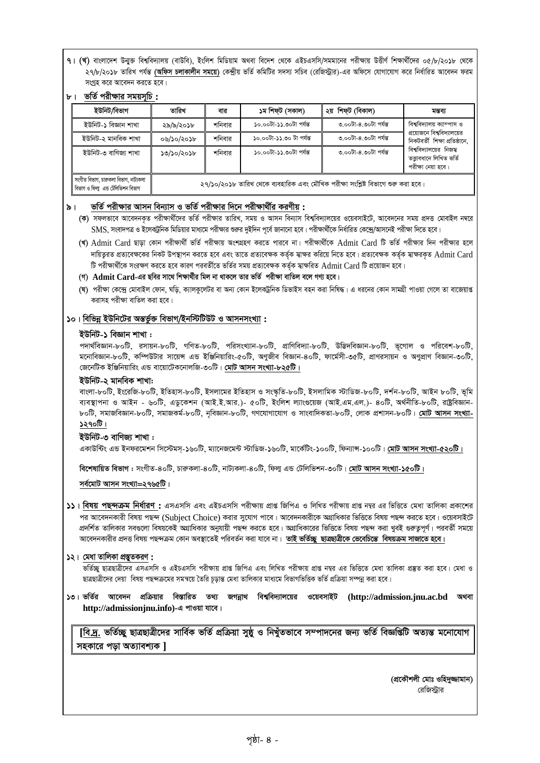৭। **(খ)** বাংলাদেশ উন্মুক্ত বিশ্ববিদ্যালয় (বাউবি), ইংলিশ মিডিয়াম অথবা বিদেশ থেকে এইচএসসি/সমমানের পরীক্ষায় উত্তীর্ণ শিক্ষার্থীদের ০৫/৮/২০১৮ থেকে ২৭/৮/২০১৮ তারিখ পর্যন্ত **(অফিস চলাকালীন সময়ে)** কেন্দ্রীয় ভর্তি কমিটির সদস্য সচিব (রেজিস্ট্রার)-এর অফিসে যোগাযোগ করে নির্ধারিত আবেদন ফরম সংগ্রহ করে আবেদন করতে হবে।

৮। **ভর্তি পরীক্ষার সময়সূচি :**

| ইউনিট/বিভাগ | তারিখ | বার | ১ম শিফ্ট (সকাল) | ২য় শিফ্ট (বিকাল) | মন্তব্য |
|---|---|---|---|---|---|
| ইউনিট-১ বিজ্ঞান শাখা | ২৯/৯/২০১৮ | শনিবার | ১০.০০টা-১১.৩০টা পর্যন্ত | ৩.০০টা-৪.৩০টা পর্যন্ত | বিশ্ববিদ্যালয় ক্যাম্পাস ও প্রয়োজনে বিশ্ববিদ্যালয়ের নিকটবর্তী শিক্ষা প্রতিষ্ঠানে, বিশ্ববিদ্যালয়ের নিজস্ব তত্ত্বাবধানে লিখিত ভর্তি পরীক্ষা নেয়া হবে। |
| ইউনিট-২ মানবিক শাখা | ০৬/১০/২০১৮ | শনিবার | ১০.০০টা-১১.৩০ টা পর্যন্ত | ৩.০০টা-৪.৩০টা পর্যন্ত | |
| ইউনিট-৩ বাণিজ্য শাখা | ১৩/১০/২০১৮ | শনিবার | ১০.০০টা-১১.৩০টা পর্যন্ত | ৩.০০টা-৪.৩০টা পর্যন্ত | |
| সংগীত বিভাগ, চারুকলা বিভাগ, নাট্যকলা বিভাগ ও ফিল্ম এন্ড টেলিভিশন বিভাগ | ২৭/১০/২০১৮ তারিখ থেকে ব্যবহারিক এবং মৌখিক পরীক্ষা সংশ্লিষ্ট বিভাগে শুরু করা হবে। | | | | |

৯। **ভর্তি পরীক্ষার আসন বিন্যাস ও ভর্তি পরীক্ষার দিনে পরীক্ষার্থীর করণীয় :**

(ক) সফলভাবে আবেদনকৃত পরীক্ষার্থীদের ভর্তি পরীক্ষার তারিখ, সময় ও আসন বিন্যাস বিশ্ববিদ্যালয়ের ওয়েবসাইটে, আবেদনের সময় প্রদত্ত মোবাইল নম্বরে SMS, সংবাদপত্র ও ইলেকট্রনিক মিডিয়ার মাধ্যমে পরীক্ষার শুরুর দুইদিন পূর্বে জানানো হবে। পরীক্ষার্থীকে নির্ধারিত কেন্দ্রে/আসনেই পরীক্ষা দিতে হবে।

(খ) Admit Card ছাড়া কোন পরীক্ষার্থী ভর্তি পরীক্ষায় অংশগ্রহণ করতে পারবে না। পরীক্ষার্থীকে Admit Card টি ভর্তি পরীক্ষার দিন পরীক্ষার হলে দায়িত্বরত প্রত্যবেক্ষকের নিকট উপস্থাপন করতে হবে এবং তাতে প্রত্যবেক্ষক কর্তৃক স্বাক্ষর করিয়ে নিতে হবে। প্রত্যবেক্ষক কর্তৃক স্বাক্ষরকৃত Admit Card টি পরীক্ষার্থীকে সংরক্ষণ করতে হবে কারণ পরবর্তীতে ভর্তির সময় প্রত্যবেক্ষক কর্তৃক স্বাক্ষরিত Admit Card টি প্রয়োজন হবে।

(গ) **Admit Card-এর ছবির সাথে শিক্ষার্থীর মিল না থাকলে তার ভর্তি পরীক্ষা বাতিল বলে গণ্য হবে।**

(ঘ) পরীক্ষা কেন্দ্রে মোবাইল ফোন, ঘড়ি, ক্যালকুলেটর বা অন্য কোন ইলেকট্রনিক ডিভাইস বহন করা নিষিদ্ধ। এ ধরনের কোন সামগ্রী পাওয়া গেলে তা বাজেয়াপ্ত করাসহ পরীক্ষা বাতিল করা হবে।

১০। **বিভিন্ন ইউনিটের অন্তর্ভুক্ত বিভাগ/ইনস্টিটিউট ও আসনসংখ্যা :**

**ইউনিট-১ বিজ্ঞান শাখা :**

পদার্থবিজ্ঞান-৮০টি, রসায়ন-৮০টি, গণিত-৮০টি, পরিসংখ্যান-৮০টি, প্রাণিবিদ্যা-৮০টি, উদ্ভিদবিজ্ঞান-৮০টি, ভূগোল ও পরিবেশ-৮০টি, মনোবিজ্ঞান-৮০টি, কম্পিউটার সায়েন্স এন্ড ইঞ্জিনিয়ারিং-৫০টি, অণুজীব বিজ্ঞান-৪০টি, ফার্মেসী-৩৫টি, প্রাণরসায়ন ও অণুপ্রাণ বিজ্ঞান-৩০টি, জেনেটিক ইঞ্জিনিয়ারিং এন্ড বায়োটেকনোলজি-৩০টি। **মোট আসন সংখ্যা-৮২৫টি।**

**ইউনিট-২ মানবিক শাখা:**

বাংলা-৮০টি, ইংরেজি-৮০টি, ইতিহাস-৮০টি, ইসলামের ইতিহাস ও সংস্কৃতি-৮০টি, ইসলামিক স্টাডিজ-৮০টি, দর্শন-৮০টি, আইন ৮০টি, ভূমি ব্যবস্থাপনা ও আইন - ৬০টি, এডুকেশন (আই.ই.আর.)- ৫০টি, ইংলিশ ল্যাংগুয়েজ (আই.এম.এল.)- ৪০টি, অর্থনীতি-৮০টি, রাষ্ট্রবিজ্ঞান-৮০টি, সমাজবিজ্ঞান-৮০টি, সমাজকর্ম-৮০টি, নৃবিজ্ঞান-৮০টি, গণযোগাযোগ ও সাংবাদিকতা-৮০টি, লোক প্রশাসন-৮০টি। **মোট আসন সংখ্যা-১২৭০টি।**

**ইউনিট-৩ বাণিজ্য শাখা :**

একাউন্টিং এন্ড ইনফরমেশন সিস্টেমস্-১৬০টি, ম্যানেজমেন্ট স্টাডিজ-১৬০টি, মার্কেটিং-১০০টি, ফিন্যান্স-১০০টি। **মোট আসন সংখ্যা-৫২০টি।**

**বিশেষায়িত বিভাগ :** সংগীত-৪০টি, চারুকলা-৪০টি, নাট্যকলা-৪০টি, ফিল্ম এন্ড টেলিভিশন-৩০টি। **মোট আসন সংখ্যা-১৫০টি।**

**সর্বমোট আসন সংখ্যা=২৭৬৫টি।**

১১। **বিষয় পছন্দক্রম নির্ধারণ :** এসএসসি এবং এইচএসসি পরীক্ষায় প্রাপ্ত জিপিএ ও লিখিত পরীক্ষায় প্রাপ্ত নম্বর এর ভিত্তিতে মেধা তালিকা প্রকাশের পর আবেদনকারী বিষয় পছন্দ (Subject Choice) করার সুযোগ পাবে। আবেদনকারীকে অগ্রাধিকার ভিত্তিতে বিষয় পছন্দ করতে হবে। ওয়েবসাইটে প্রদর্শিত তালিকার সবগুলো বিষয়কেই অগ্রাধিকার অনুযায়ী পছন্দ করতে হবে। অগ্রাধিকারের ভিত্তিতে বিষয় পছন্দ করা খুবই গুরুত্বপূর্ণ। পরবর্তী সময়ে আবেদনকারীর প্রদত্ত বিষয় পছন্দক্রম কোন অবস্থাতেই পরিবর্তন করা যাবে না। **তাই ভর্তিচ্ছু ছাত্রছাত্রীকে ভেবেচিন্তে বিষয়ক্রম সাজাতে হবে।**

১২। **মেধা তালিকা প্রস্তুতকরণ :**

ভর্তিচ্ছু ছাত্রছাত্রীদের এসএসসি ও এইচএসসি পরীক্ষায় প্রাপ্ত জিপিএ এবং লিখিত পরীক্ষায় প্রাপ্ত নম্বর এর ভিত্তিতে মেধা তালিকা প্রস্তুত করা হবে। মেধা ও ছাত্রছাত্রীদের দেয়া বিষয় পছন্দক্রমের সমন্বয়ে তৈরি চূড়ান্ত মেধা তালিকার মাধ্যমে বিভাগভিত্তিক ভর্তি প্রক্রিয়া সম্পন্ন করা হবে।

১৩। **ভর্তির আবেদন প্রক্রিয়ার বিস্তারিত তথ্য জগন্নাথ বিশ্ববিদ্যালয়ের ওয়েবসাইট (http://admission.jnu.ac.bd অথবা http://admissionjnu.info)-এ পাওয়া যাবে।**

**[বি.দ্র. ভর্তিচ্ছু ছাত্রছাত্রীদের সার্বিক ভর্তি প্রক্রিয়া সুষ্ঠু ও নিখুঁতভাবে সম্পাদনের জন্য ভর্তি বিজ্ঞপ্তিটি অত্যন্ত মনোযোগ সহকারে পড়া অত্যাবশ্যক ]**

**(প্রকৌশলী মোঃ ওহিদুজ্জামান)**
রেজিস্ট্রার